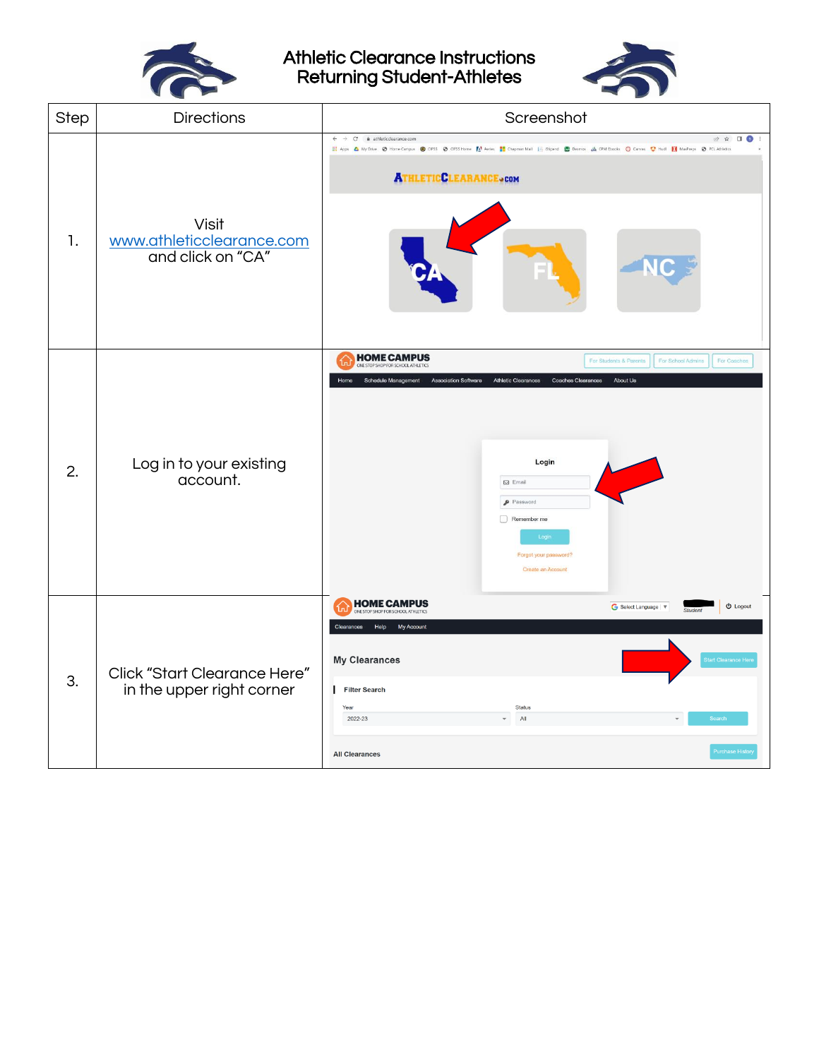# Athletic Clearance Instructions
## Returning Student-Athletes

| Step | Directions | Screenshot |
|---|---|---|
| 1. | Visit www.athleticclearance.com and click on "CA" | |
| 2. | Log in to your existing account. | |
| 3. | Click "Start Clearance Here" in the upper right corner | |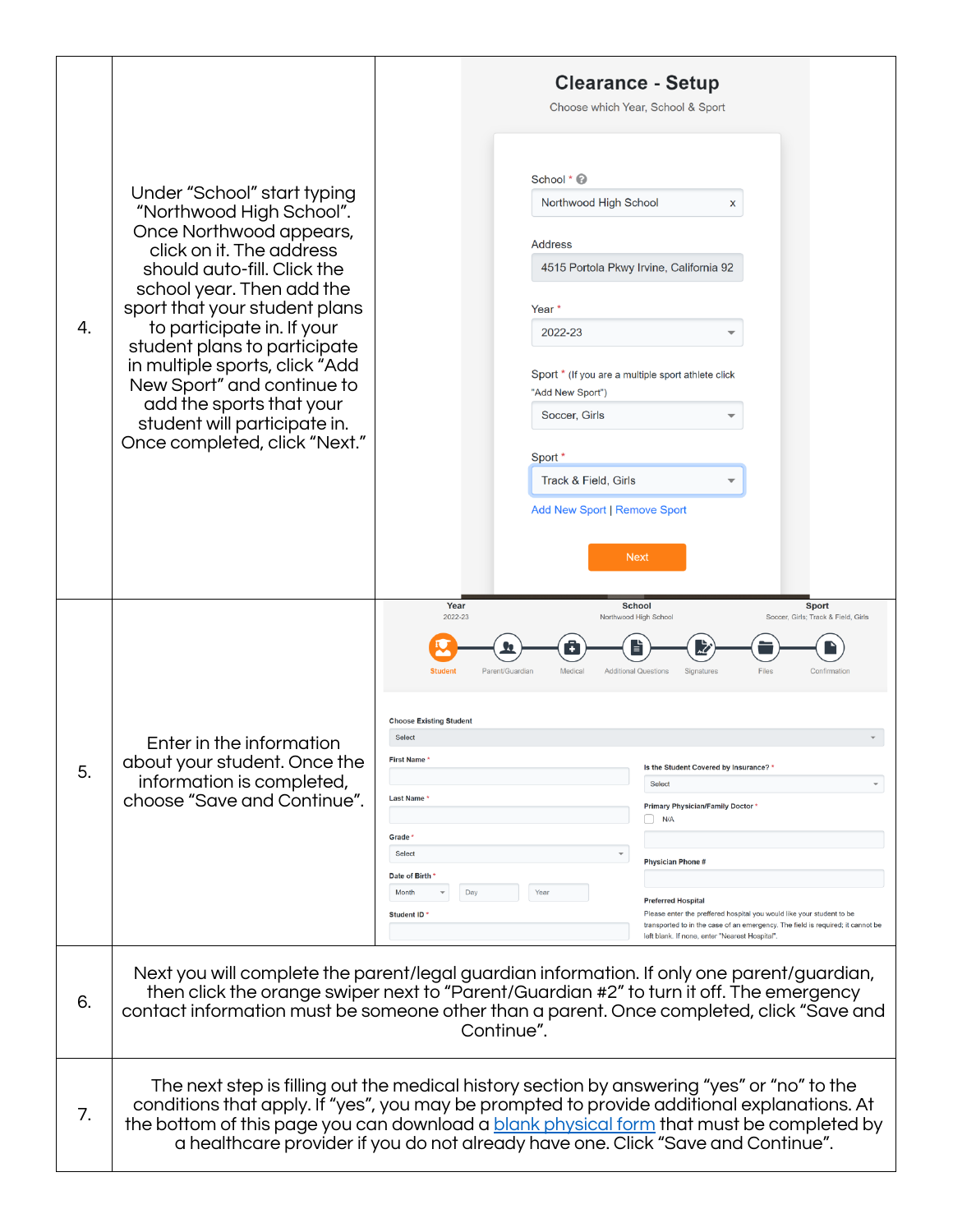| | | |
|---|---|---|
| 4. | Under "School" start typing "Northwood High School". Once Northwood appears, click on it. The address should auto-fill. Click the school year. Then add the sport that your student plans to participate in. If your student plans to participate in multiple sports, click "Add New Sport" and continue to add the sports that your student will participate in. Once completed, click "Next." | **Clearance - Setup**<br>Choose which Year, School & Sport<br>School *: Northwood High School<br>Address: 4515 Portola Pkwy Irvine, California 92<br>Year *: 2022-23<br>Sport * (If you are a multiple sport athlete click "Add New Sport"): Soccer, Girls<br>Sport *: Track & Field, Girls<br>Add New Sport \| Remove Sport<br>Next |
| 5. | Enter in the information about your student. Once the information is completed, choose "Save and Continue". | Year: 2022-23 · School: Northwood High School · Sport: Soccer, Girls; Track & Field, Girls<br>Student · Parent/Guardian · Medical · Additional Questions · Signatures · Files · Confirmation<br>Choose Existing Student: Select<br>First Name *<br>Last Name *<br>Grade *: Select<br>Date of Birth *: Month / Day / Year<br>Student ID *<br>Is the Student Covered by Insurance? *: Select<br>Primary Physician/Family Doctor *: N/A<br>Physician Phone #<br>Preferred Hospital: Please enter the preffered hospital you would like your student to be transported to in the case of an emergency. The field is required; it cannot be left blank. If none, enter "Nearest Hospital". |
| 6. | Next you will complete the parent/legal guardian information. If only one parent/guardian, then click the orange swiper next to "Parent/Guardian #2" to turn it off. The emergency contact information must be someone other than a parent. Once completed, click "Save and Continue". | |
| 7. | The next step is filling out the medical history section by answering "yes" or "no" to the conditions that apply. If "yes", you may be prompted to provide additional explanations. At the bottom of this page you can download a blank physical form that must be completed by a healthcare provider if you do not already have one. Click "Save and Continue". | |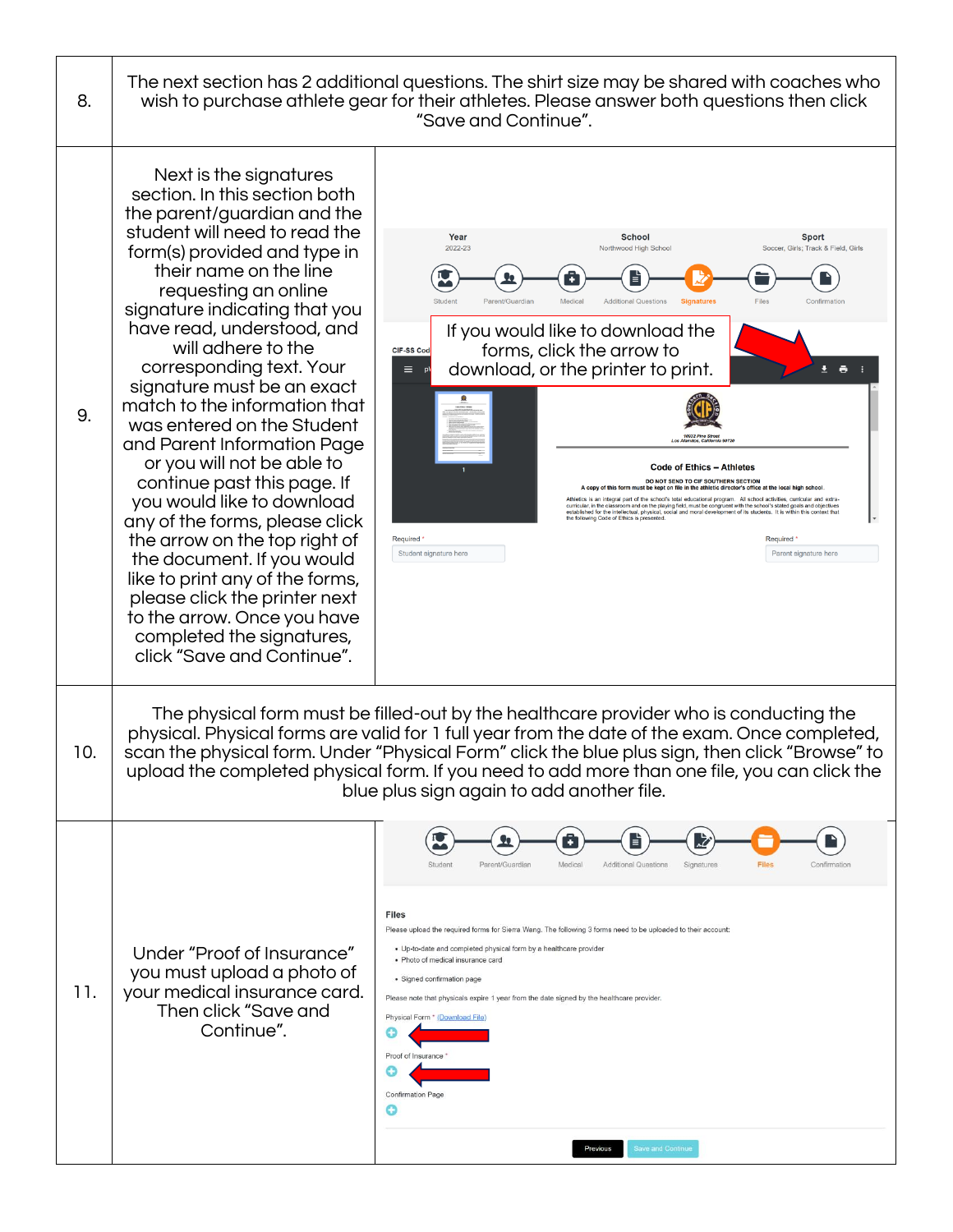| | |
|---|---|
| 8. | The next section has 2 additional questions. The shirt size may be shared with coaches who wish to purchase athlete gear for their athletes. Please answer both questions then click "Save and Continue". |
| 9. | Next is the signatures section. In this section both the parent/guardian and the student will need to read the form(s) provided and type in their name on the line requesting an online signature indicating that you have read, understood, and will adhere to the corresponding text. Your signature must be an exact match to the information that was entered on the Student and Parent Information Page or you will not be able to continue past this page. If you would like to download any of the forms, please click the arrow on the top right of the document. If you would like to print any of the forms, please click the printer next to the arrow. Once you have completed the signatures, click "Save and Continue". <br><br> Year: 2022-23 · School: Northwood High School · Sport: Soccer, Girls; Track & Field, Girls <br> Student · Parent/Guardian · Medical · Additional Questions · **Signatures** · Files · Confirmation <br><br> If you would like to download the forms, click the arrow to download, or the printer to print. <br><br> CIF-SS Code of Ethics – Athletes <br> 10022 Pine Street, Los Alamitos, California 90720 <br> DO NOT SEND TO CIF SOUTHERN SECTION <br> A copy of this form must be kept on file in the athletic director's office at the local high school. <br> Athletics is an integral part of the school's total educational program. All school activities, curricular and extra-curricular, in the classroom and on the playing field, must be congruent with the school's stated goals and objectives established for the intellectual, physical, social and moral development of its students. It is within this context that the following Code of Ethics is presented. <br><br> Required * Student signature here · Required * Parent signature here |
| 10. | The physical form must be filled-out by the healthcare provider who is conducting the physical. Physical forms are valid for 1 full year from the date of the exam. Once completed, scan the physical form. Under "Physical Form" click the blue plus sign, then click "Browse" to upload the completed physical form. If you need to add more than one file, you can click the blue plus sign again to add another file. |
| 11. | Under "Proof of Insurance" you must upload a photo of your medical insurance card. Then click "Save and Continue". <br><br> Student · Parent/Guardian · Medical · Additional Questions · Signatures · **Files** · Confirmation <br><br> **Files** <br> Please upload the required forms for Sierra Wang. The following 3 forms need to be uploaded to their account: <br> • Up-to-date and completed physical form by a healthcare provider <br> • Photo of medical insurance card <br> • Signed confirmation page <br> Please note that physicals expire 1 year from the date signed by the healthcare provider. <br> Physical Form * (Download File) <br> Proof of Insurance * <br> Confirmation Page <br> Previous · Save and Continue |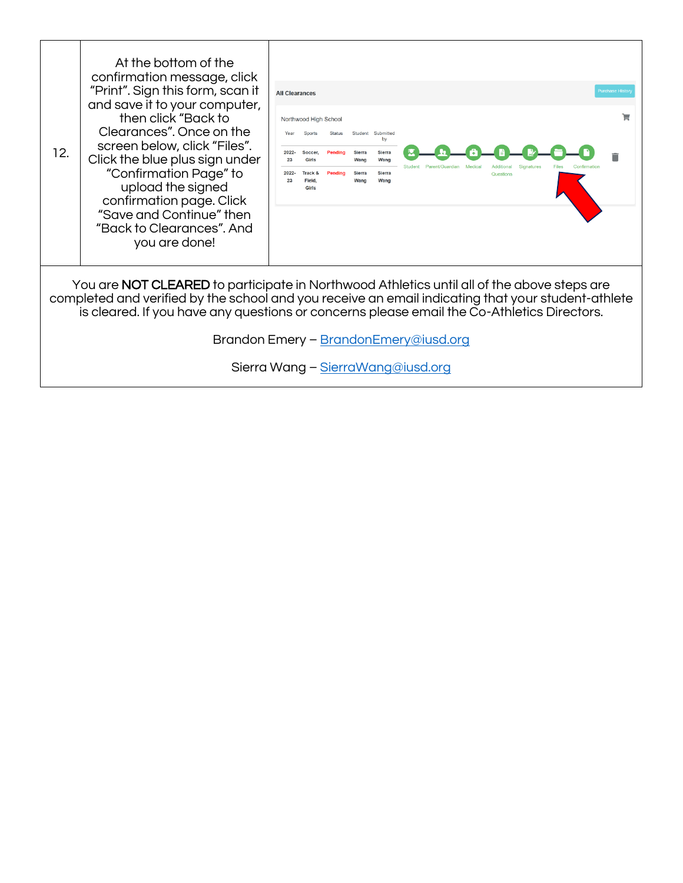| | | |
|---|---|---|
| 12. | At the bottom of the confirmation message, click "Print". Sign this form, scan it and save it to your computer, then click "Back to Clearances". Once on the screen below, click "Files". Click the blue plus sign under "Confirmation Page" to upload the signed confirmation page. Click "Save and Continue" then "Back to Clearances". And you are done! | |

You are **NOT CLEARED** to participate in Northwood Athletics until all of the above steps are completed and verified by the school and you receive an email indicating that your student-athlete is cleared. If you have any questions or concerns please email the Co-Athletics Directors.

Brandon Emery – BrandonEmery@iusd.org

Sierra Wang – SierraWang@iusd.org